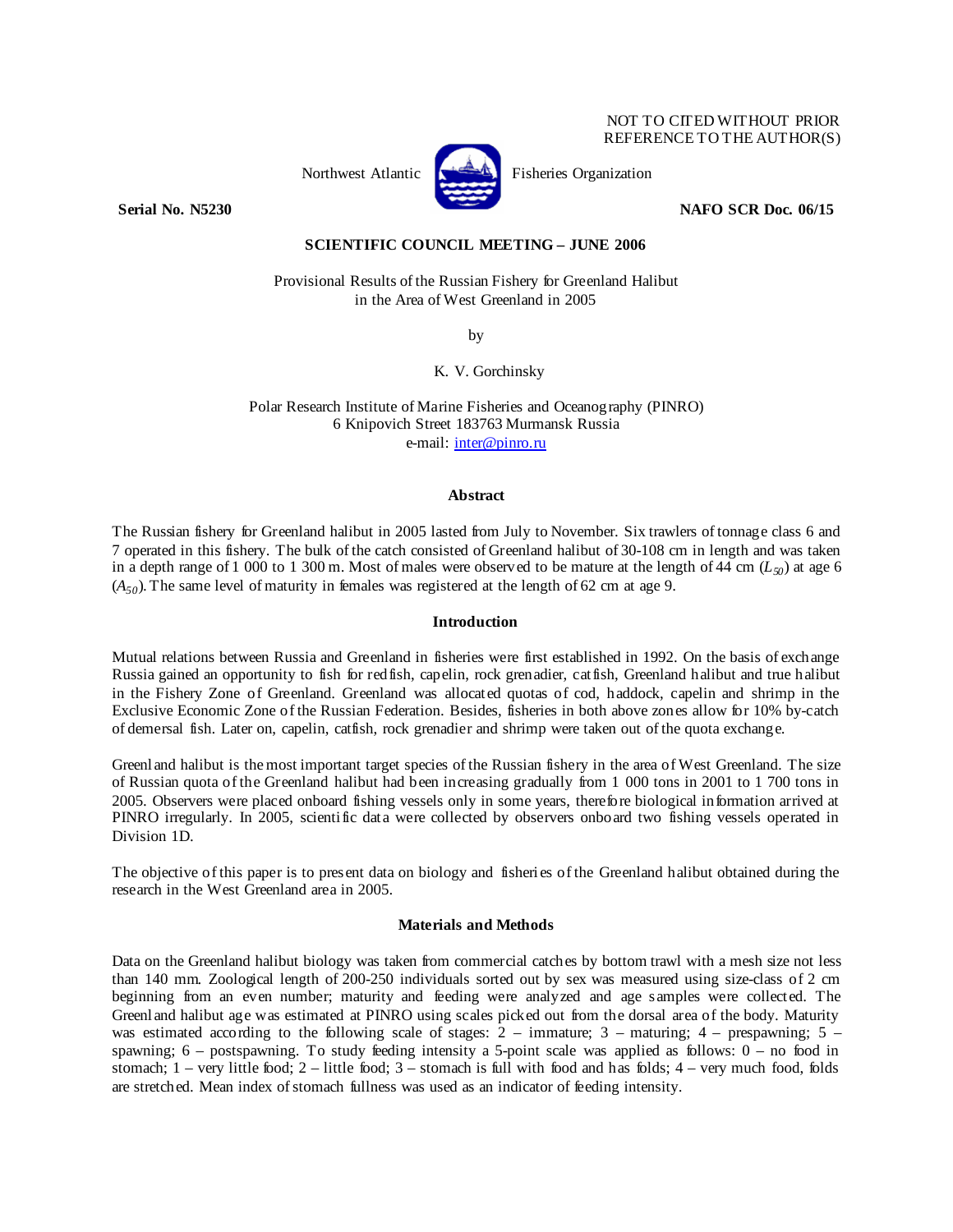NOT TO CITED WITHOUT PRIOR REFERENCE TO THE AUTHOR(S)

Northwest Atlantic Fisheries Organization

**Serial No. N5230** **NAFO SCR Doc. 06/15**

**SCIENTIFIC COUNCIL MEETING – JUNE 2006**

Provisional Results of the Russian Fishery for Greenland Halibut in the Area of West Greenland in 2005

by

K. V. Gorchinsky

Polar Research Institute of Marine Fisheries and Oceanography (PINRO)
6 Knipovich Street 183763 Murmansk Russia
e-mail: inter@pinro.ru

## Abstract

The Russian fishery for Greenland halibut in 2005 lasted from July to November. Six trawlers of tonnage class 6 and 7 operated in this fishery. The bulk of the catch consisted of Greenland halibut of 30-108 cm in length and was taken in a depth range of 1 000 to 1 300 m. Most of males were observed to be mature at the length of 44 cm ($L_{50}$) at age 6 ($A_{50}$). The same level of maturity in females was registered at the length of 62 cm at age 9.

## Introduction

Mutual relations between Russia and Greenland in fisheries were first established in 1992. On the basis of exchange Russia gained an opportunity to fish for redfish, capelin, rock grenadier, catfish, Greenland halibut and true halibut in the Fishery Zone of Greenland. Greenland was allocated quotas of cod, haddock, capelin and shrimp in the Exclusive Economic Zone of the Russian Federation. Besides, fisheries in both above zones allow for 10% by-catch of demersal fish. Later on, capelin, catfish, rock grenadier and shrimp were taken out of the quota exchange.

Greenland halibut is the most important target species of the Russian fishery in the area of West Greenland. The size of Russian quota of the Greenland halibut had been increasing gradually from 1 000 tons in 2001 to 1 700 tons in 2005. Observers were placed onboard fishing vessels only in some years, therefore biological information arrived at PINRO irregularly. In 2005, scientific data were collected by observers onboard two fishing vessels operated in Division 1D.

The objective of this paper is to present data on biology and fisheries of the Greenland halibut obtained during the research in the West Greenland area in 2005.

## Materials and Methods

Data on the Greenland halibut biology was taken from commercial catches by bottom trawl with a mesh size not less than 140 mm. Zoological length of 200-250 individuals sorted out by sex was measured using size-class of 2 cm beginning from an even number; maturity and feeding were analyzed and age samples were collected. The Greenland halibut age was estimated at PINRO using scales picked out from the dorsal area of the body. Maturity was estimated according to the following scale of stages: 2 – immature; 3 – maturing; 4 – prespawning; 5 – spawning; 6 – postspawning. To study feeding intensity a 5-point scale was applied as follows: 0 – no food in stomach; 1 – very little food; 2 – little food; 3 – stomach is full with food and has folds; 4 – very much food, folds are stretched. Mean index of stomach fullness was used as an indicator of feeding intensity.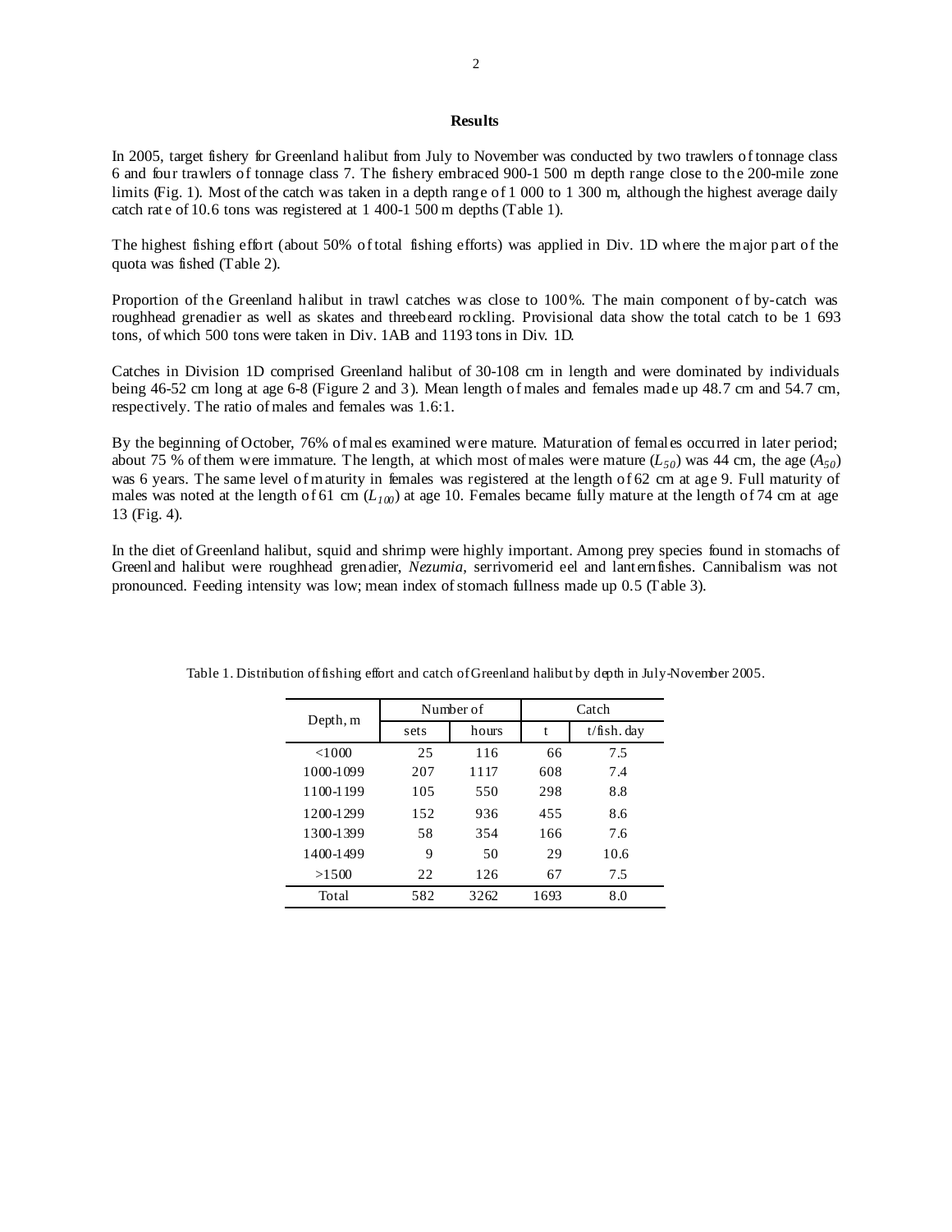**Results**

In 2005, target fishery for Greenland halibut from July to November was conducted by two trawlers of tonnage class 6 and four trawlers of tonnage class 7. The fishery embraced 900-1 500 m depth range close to the 200-mile zone limits (Fig. 1). Most of the catch was taken in a depth range of 1 000 to 1 300 m, although the highest average daily catch rate of 10.6 tons was registered at 1 400-1 500 m depths (Table 1).

The highest fishing effort (about 50% of total fishing efforts) was applied in Div. 1D where the major part of the quota was fished (Table 2).

Proportion of the Greenland halibut in trawl catches was close to 100%. The main component of by-catch was roughhead grenadier as well as skates and threebeard rockling. Provisional data show the total catch to be 1 693 tons, of which 500 tons were taken in Div. 1AB and 1193 tons in Div. 1D.

Catches in Division 1D comprised Greenland halibut of 30-108 cm in length and were dominated by individuals being 46-52 cm long at age 6-8 (Figure 2 and 3). Mean length of males and females made up 48.7 cm and 54.7 cm, respectively. The ratio of males and females was 1.6:1.

By the beginning of October, 76% of males examined were mature. Maturation of females occurred in later period; about 75 % of them were immature. The length, at which most of males were mature ($L_{50}$) was 44 cm, the age ($A_{50}$) was 6 years. The same level of maturity in females was registered at the length of 62 cm at age 9. Full maturity of males was noted at the length of 61 cm ($L_{100}$) at age 10. Females became fully mature at the length of 74 cm at age 13 (Fig. 4).

In the diet of Greenland halibut, squid and shrimp were highly important. Among prey species found in stomachs of Greenland halibut were roughhead grenadier, *Nezumia*, serrivomerid eel and lanternfishes. Cannibalism was not pronounced. Feeding intensity was low; mean index of stomach fullness made up 0.5 (Table 3).

Table 1. Distribution of fishing effort and catch of Greenland halibut by depth in July-November 2005.

| Depth, m | Number of | | Catch | |
|---|---|---|---|---|
| | sets | hours | t | t/fish. day |
| <1000 | 25 | 116 | 66 | 7.5 |
| 1000-1099 | 207 | 1117 | 608 | 7.4 |
| 1100-1199 | 105 | 550 | 298 | 8.8 |
| 1200-1299 | 152 | 936 | 455 | 8.6 |
| 1300-1399 | 58 | 354 | 166 | 7.6 |
| 1400-1499 | 9 | 50 | 29 | 10.6 |
| >1500 | 22 | 126 | 67 | 7.5 |
| Total | 582 | 3262 | 1693 | 8.0 |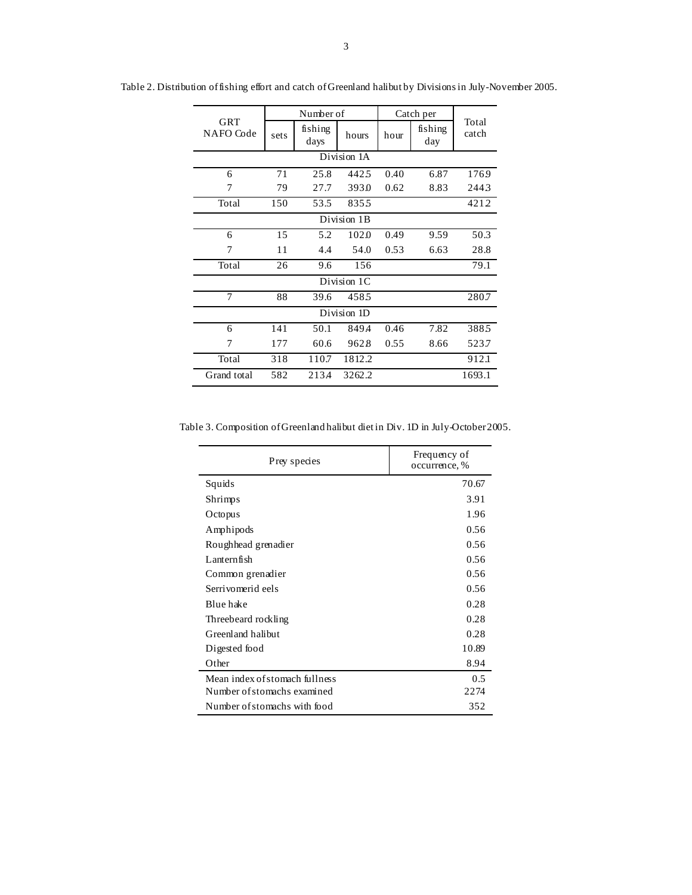Table 2. Distribution of fishing effort and catch of Greenland halibut by Divisions in July-November 2005.

| GRT NAFO Code | Number of | | | Catch per | | Total catch |
|---|---|---|---|---|---|---|
| | sets | fishing days | hours | hour | fishing day | |
| Division 1A | | | | | | |
| 6 | 71 | 25.8 | 442.5 | 0.40 | 6.87 | 176.9 |
| 7 | 79 | 27.7 | 393.0 | 0.62 | 8.83 | 244.3 |
| Total | 150 | 53.5 | 835.5 | | | 421.2 |
| Division 1B | | | | | | |
| 6 | 15 | 5.2 | 102.0 | 0.49 | 9.59 | 50.3 |
| 7 | 11 | 4.4 | 54.0 | 0.53 | 6.63 | 28.8 |
| Total | 26 | 9.6 | 156 | | | 79.1 |
| Division 1C | | | | | | |
| 7 | 88 | 39.6 | 458.5 | | | 280.7 |
| Division 1D | | | | | | |
| 6 | 141 | 50.1 | 849.4 | 0.46 | 7.82 | 388.5 |
| 7 | 177 | 60.6 | 962.8 | 0.55 | 8.66 | 523.7 |
| Total | 318 | 110.7 | 1812.2 | | | 912.1 |
| Grand total | 582 | 213.4 | 3262.2 | | | 1693.1 |

Table 3. Composition of Greenland halibut diet in Div. 1D in July-October 2005.

| Prey species | Frequency of occurrence, % |
|---|---|
| Squids | 70.67 |
| Shrimps | 3.91 |
| Octopus | 1.96 |
| Amphipods | 0.56 |
| Roughhead grenadier | 0.56 |
| Lanternfish | 0.56 |
| Common grenadier | 0.56 |
| Serrivomerid eels | 0.56 |
| Blue hake | 0.28 |
| Threebeard rockling | 0.28 |
| Greenland halibut | 0.28 |
| Digested food | 10.89 |
| Other | 8.94 |
| Mean index of stomach fullness | 0.5 |
| Number of stomachs examined | 2274 |
| Number of stomachs with food | 352 |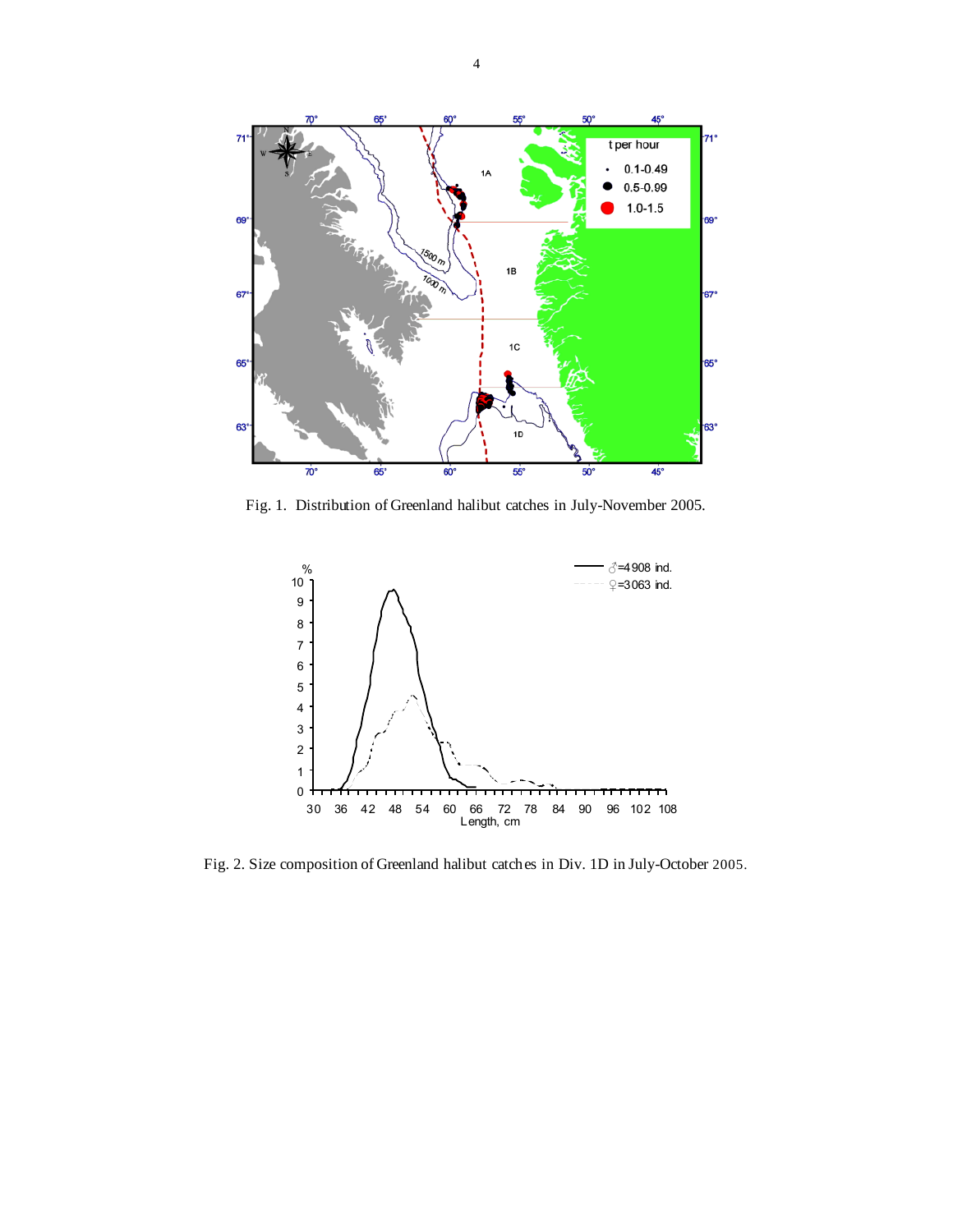Fig. 1. Distribution of Greenland halibut catches in July-November 2005.

Fig. 2. Size composition of Greenland halibut catches in Div. 1D in July-October 2005.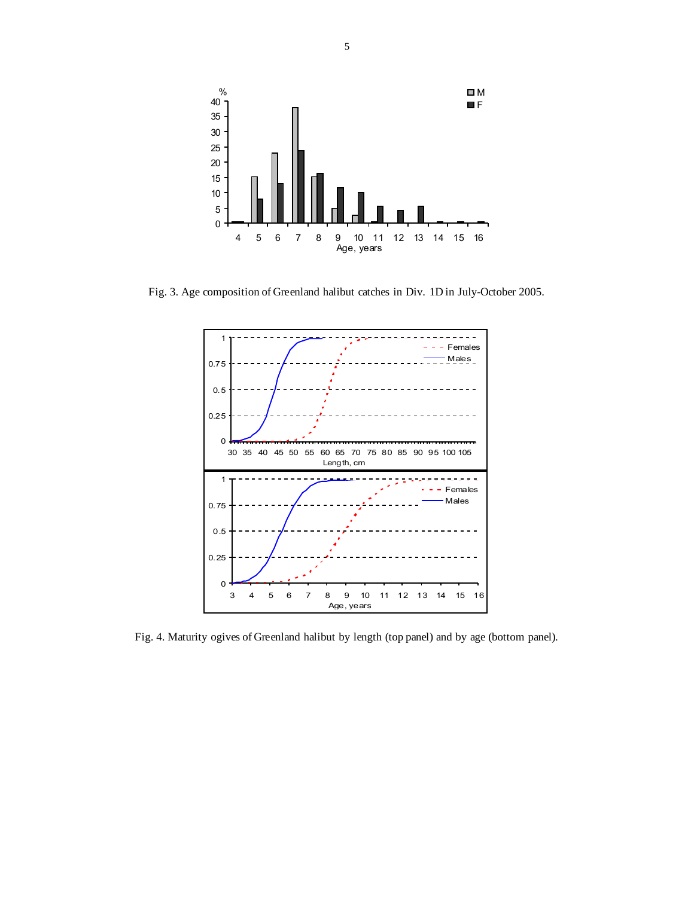%

40

35

30

25

20

15

10

5

0

M

F

4 5 6 7 8 9 10 11 12 13 14 15 16

Age, years

Fig. 3. Age composition of Greenland halibut catches in Div. 1D in July-October 2005.

1

0.75

0.5

0.25

0

Females

Males

30 35 40 45 50 55 60 65 70 75 80 85 90 95 100 105

Length, cm

1

0.75

0.5

0.25

0

Females

Males

3 4 5 6 7 8 9 10 11 12 13 14 15 16

Age, years

Fig. 4. Maturity ogives of Greenland halibut by length (top panel) and by age (bottom panel).